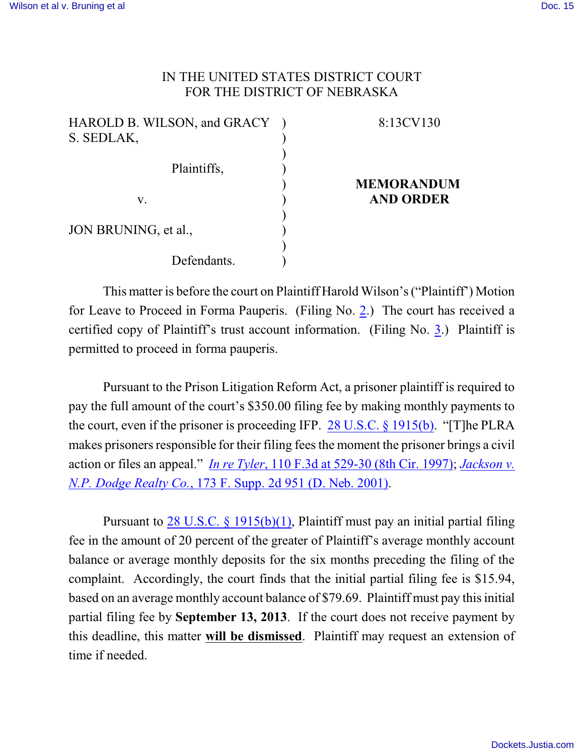IN THE UNITED STATES DISTRICT COURT
FOR THE DISTRICT OF NEBRASKA

| | | |
|---|---|---|
| HAROLD B. WILSON, and GRACY S. SEDLAK, | ) | 8:13CV130 |
| Plaintiffs, | ) | |
| v. | ) | **MEMORANDUM AND ORDER** |
| JON BRUNING, et al., | ) | |
| Defendants. | ) | |

This matter is before the court on Plaintiff Harold Wilson's ("Plaintiff") Motion for Leave to Proceed in Forma Pauperis. (Filing No. 2.) The court has received a certified copy of Plaintiff's trust account information. (Filing No. 3.) Plaintiff is permitted to proceed in forma pauperis.

Pursuant to the Prison Litigation Reform Act, a prisoner plaintiff is required to pay the full amount of the court's $350.00 filing fee by making monthly payments to the court, even if the prisoner is proceeding IFP. 28 U.S.C. § 1915(b). "[T]he PLRA makes prisoners responsible for their filing fees the moment the prisoner brings a civil action or files an appeal." *In re Tyler*, 110 F.3d at 529-30 (8th Cir. 1997); *Jackson v. N.P. Dodge Realty Co.*, 173 F. Supp. 2d 951 (D. Neb. 2001).

Pursuant to 28 U.S.C. § 1915(b)(1), Plaintiff must pay an initial partial filing fee in the amount of 20 percent of the greater of Plaintiff's average monthly account balance or average monthly deposits for the six months preceding the filing of the complaint. Accordingly, the court finds that the initial partial filing fee is $15.94, based on an average monthly account balance of $79.69. Plaintiff must pay this initial partial filing fee by **September 13, 2013**. If the court does not receive payment by this deadline, this matter **will be dismissed**. Plaintiff may request an extension of time if needed.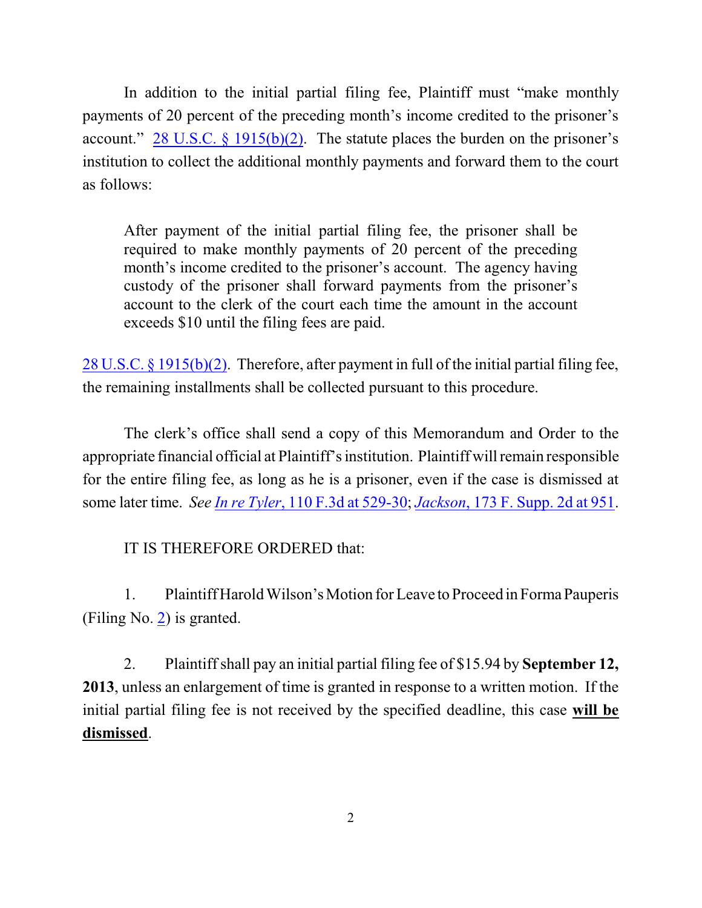In addition to the initial partial filing fee, Plaintiff must "make monthly payments of 20 percent of the preceding month's income credited to the prisoner's account." 28 U.S.C. § 1915(b)(2). The statute places the burden on the prisoner's institution to collect the additional monthly payments and forward them to the court as follows:

> After payment of the initial partial filing fee, the prisoner shall be required to make monthly payments of 20 percent of the preceding month's income credited to the prisoner's account. The agency having custody of the prisoner shall forward payments from the prisoner's account to the clerk of the court each time the amount in the account exceeds $10 until the filing fees are paid.

28 U.S.C. § 1915(b)(2). Therefore, after payment in full of the initial partial filing fee, the remaining installments shall be collected pursuant to this procedure.

The clerk's office shall send a copy of this Memorandum and Order to the appropriate financial official at Plaintiff's institution. Plaintiff will remain responsible for the entire filing fee, as long as he is a prisoner, even if the case is dismissed at some later time. *See In re Tyler*, 110 F.3d at 529-30; *Jackson*, 173 F. Supp. 2d at 951.

IT IS THEREFORE ORDERED that:

1. Plaintiff Harold Wilson's Motion for Leave to Proceed in Forma Pauperis (Filing No. 2) is granted.

2. Plaintiff shall pay an initial partial filing fee of $15.94 by **September 12, 2013**, unless an enlargement of time is granted in response to a written motion. If the initial partial filing fee is not received by the specified deadline, this case **<u>will be dismissed</u>**.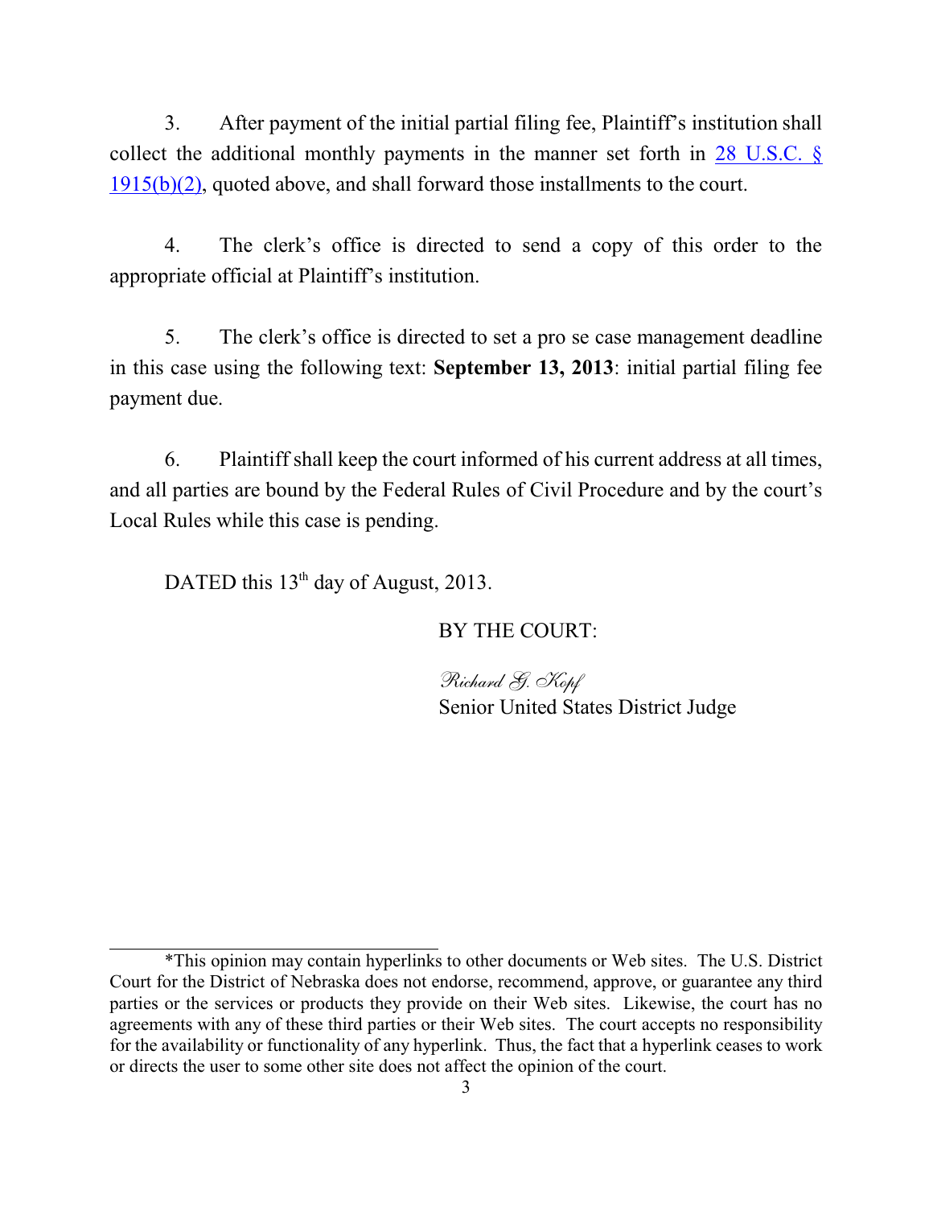3. After payment of the initial partial filing fee, Plaintiff's institution shall collect the additional monthly payments in the manner set forth in 28 U.S.C. § 1915(b)(2), quoted above, and shall forward those installments to the court.

4. The clerk's office is directed to send a copy of this order to the appropriate official at Plaintiff's institution.

5. The clerk's office is directed to set a pro se case management deadline in this case using the following text: **September 13, 2013**: initial partial filing fee payment due.

6. Plaintiff shall keep the court informed of his current address at all times, and all parties are bound by the Federal Rules of Civil Procedure and by the court's Local Rules while this case is pending.

DATED this 13th day of August, 2013.

BY THE COURT:

*Richard G. Kopf*
Senior United States District Judge

---

*This opinion may contain hyperlinks to other documents or Web sites. The U.S. District Court for the District of Nebraska does not endorse, recommend, approve, or guarantee any third parties or the services or products they provide on their Web sites. Likewise, the court has no agreements with any of these third parties or their Web sites. The court accepts no responsibility for the availability or functionality of any hyperlink. Thus, the fact that a hyperlink ceases to work or directs the user to some other site does not affect the opinion of the court.